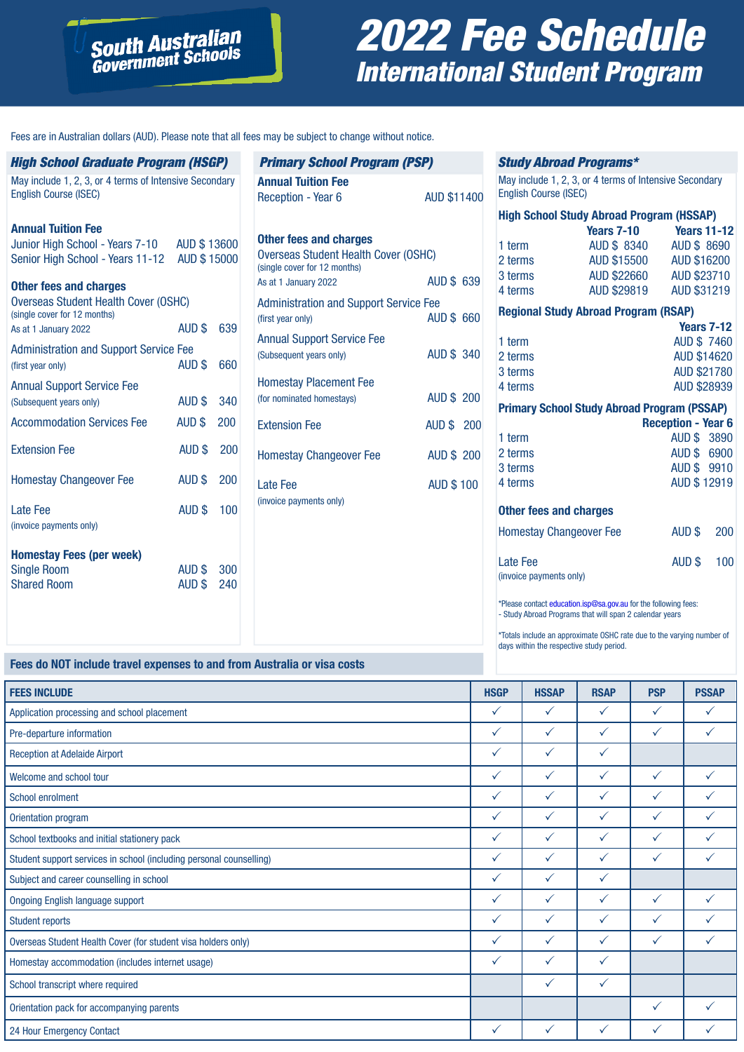# 2022 Fee Schedule

## International Student Program

South Australian Government Schools

Fees are in Australian dollars (AUD). Please note that all fees may be subject to change without notice.

### *High School Graduate Program (HSGP)*

May include 1, 2, 3, or 4 terms of Intensive Secondary English Course (ISEC)

**Annual Tuition Fee**

| | |
|---|---|
| Junior High School - Years 7-10 | AUD $ 13600 |
| Senior High School - Years 11-12 | AUD $ 15000 |

**Other fees and charges**

| | |
|---|---|
| Overseas Student Health Cover (OSHC) (single cover for 12 months) As at 1 January 2022 | AUD $ 639 |
| Administration and Support Service Fee (first year only) | AUD $ 660 |
| Annual Support Service Fee (Subsequent years only) | AUD $ 340 |
| Accommodation Services Fee | AUD $ 200 |
| Extension Fee | AUD $ 200 |
| Homestay Changeover Fee | AUD $ 200 |
| Late Fee (invoice payments only) | AUD $ 100 |

**Homestay Fees (per week)**

| | |
|---|---|
| Single Room | AUD $ 300 |
| Shared Room | AUD $ 240 |

### *Primary School Program (PSP)*

**Annual Tuition Fee**

| | |
|---|---|
| Reception - Year 6 | AUD $11400 |

**Other fees and charges**

| | |
|---|---|
| Overseas Student Health Cover (OSHC) (single cover for 12 months) As at 1 January 2022 | AUD $ 639 |
| Administration and Support Service Fee (first year only) | AUD $ 660 |
| Annual Support Service Fee (Subsequent years only) | AUD $ 340 |
| Homestay Placement Fee (for nominated homestays) | AUD $ 200 |
| Extension Fee | AUD $ 200 |
| Homestay Changeover Fee | AUD $ 200 |
| Late Fee (invoice payments only) | AUD $ 100 |

### *Study Abroad Programs**

May include 1, 2, 3, or 4 terms of Intensive Secondary English Course (ISEC)

**High School Study Abroad Program (HSSAP)**

| | Years 7-10 | Years 11-12 |
|---|---|---|
| 1 term | AUD $ 8340 | AUD $ 8690 |
| 2 terms | AUD $15500 | AUD $16200 |
| 3 terms | AUD $22660 | AUD $23710 |
| 4 terms | AUD $29819 | AUD $31219 |

**Regional Study Abroad Program (RSAP)**

| | Years 7-12 |
|---|---|
| 1 term | AUD $ 7460 |
| 2 terms | AUD $14620 |
| 3 terms | AUD $21780 |
| 4 terms | AUD $28939 |

**Primary School Study Abroad Program (PSSAP)**

| | Reception - Year 6 |
|---|---|
| 1 term | AUD $ 3890 |
| 2 terms | AUD $ 6900 |
| 3 terms | AUD $ 9910 |
| 4 terms | AUD $ 12919 |

**Other fees and charges**

| | |
|---|---|
| Homestay Changeover Fee | AUD $ 200 |
| Late Fee (invoice payments only) | AUD $ 100 |

*Please contact education.isp@sa.gov.au for the following fees:
- Study Abroad Programs that will span 2 calendar years

*Totals include an approximate OSHC rate due to the varying number of days within the respective study period.

**Fees do NOT include travel expenses to and from Australia or visa costs**

| FEES INCLUDE | HSGP | HSSAP | RSAP | PSP | PSSAP |
|---|---|---|---|---|---|
| Application processing and school placement | ✓ | ✓ | ✓ | ✓ | ✓ |
| Pre-departure information | ✓ | ✓ | ✓ | ✓ | ✓ |
| Reception at Adelaide Airport | ✓ | ✓ | ✓ | | |
| Welcome and school tour | ✓ | ✓ | ✓ | ✓ | ✓ |
| School enrolment | ✓ | ✓ | ✓ | ✓ | ✓ |
| Orientation program | ✓ | ✓ | ✓ | ✓ | ✓ |
| School textbooks and initial stationery pack | ✓ | ✓ | ✓ | ✓ | ✓ |
| Student support services in school (including personal counselling) | ✓ | ✓ | ✓ | ✓ | ✓ |
| Subject and career counselling in school | ✓ | ✓ | ✓ | | |
| Ongoing English language support | ✓ | ✓ | ✓ | ✓ | ✓ |
| Student reports | ✓ | ✓ | ✓ | ✓ | ✓ |
| Overseas Student Health Cover (for student visa holders only) | ✓ | ✓ | ✓ | ✓ | ✓ |
| Homestay accommodation (includes internet usage) | ✓ | ✓ | ✓ | | |
| School transcript where required | | ✓ | ✓ | | |
| Orientation pack for accompanying parents | | | | ✓ | ✓ |
| 24 Hour Emergency Contact | ✓ | ✓ | ✓ | ✓ | ✓ |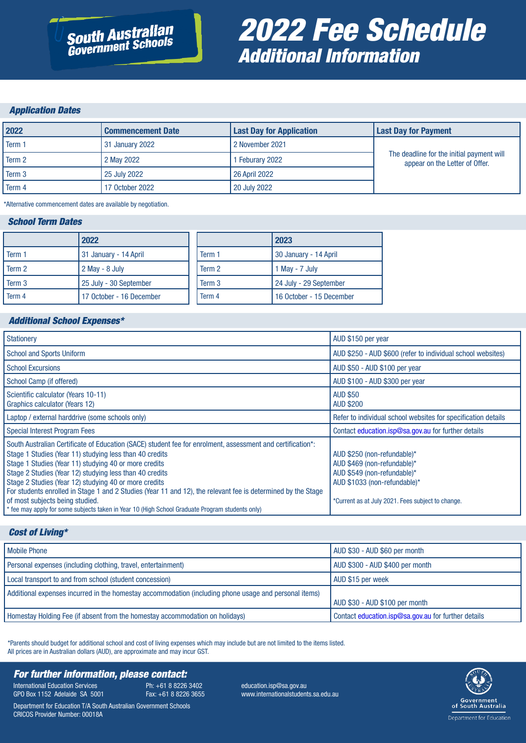South Australian Government Schools

# 2022 Fee Schedule

## Additional Information

### Application Dates

| 2022 | Commencement Date | Last Day for Application | Last Day for Payment |
|---|---|---|---|
| Term 1 | 31 January 2022 | 2 November 2021 | The deadline for the initial payment will appear on the Letter of Offer. |
| Term 2 | 2 May 2022 | 1 Feburary 2022 | |
| Term 3 | 25 July 2022 | 26 April 2022 | |
| Term 4 | 17 October 2022 | 20 July 2022 | |

*Alternative commencement dates are available by negotiation.

### School Term Dates

| | 2022 |
|---|---|
| Term 1 | 31 January - 14 April |
| Term 2 | 2 May - 8 July |
| Term 3 | 25 July - 30 September |
| Term 4 | 17 October - 16 December |

| | 2023 |
|---|---|
| Term 1 | 30 January - 14 April |
| Term 2 | 1 May - 7 July |
| Term 3 | 24 July - 29 September |
| Term 4 | 16 October - 15 December |

### Additional School Expenses*

| | |
|---|---|
| Stationery | AUD $150 per year |
| School and Sports Uniform | AUD $250 - AUD $600 (refer to individual school websites) |
| School Excursions | AUD $50 - AUD $100 per year |
| School Camp (if offered) | AUD $100 - AUD $300 per year |
| Scientific calculator (Years 10-11)<br>Graphics calculator (Years 12) | AUD $50<br>AUD $200 |
| Laptop / external harddrive (some schools only) | Refer to individual school websites for specification details |
| Special Interest Program Fees | Contact education.isp@sa.gov.au for further details |
| South Australian Certificate of Education (SACE) student fee for enrolment, assessment and certification*:<br>Stage 1 Studies (Year 11) studying less than 40 credits<br>Stage 1 Studies (Year 11) studying 40 or more credits<br>Stage 2 Studies (Year 12) studying less than 40 credits<br>Stage 2 Studies (Year 12) studying 40 or more credits<br>For students enrolled in Stage 1 and 2 Studies (Year 11 and 12), the relevant fee is determined by the Stage of most subjects being studied.<br>* fee may apply for some subjects taken in Year 10 (High School Graduate Program students only) | AUD $250 (non-refundable)*<br>AUD $469 (non-refundable)*<br>AUD $549 (non-refundable)*<br>AUD $1033 (non-refundable)*<br><br>*Current as at July 2021. Fees subject to change. |

### Cost of Living*

| | |
|---|---|
| Mobile Phone | AUD $30 - AUD $60 per month |
| Personal expenses (including clothing, travel, entertainment) | AUD $300 - AUD $400 per month |
| Local transport to and from school (student concession) | AUD $15 per week |
| Additional expenses incurred in the homestay accommodation (including phone usage and personal items) | AUD $30 - AUD $100 per month |
| Homestay Holding Fee (if absent from the homestay accommodation on holidays) | Contact education.isp@sa.gov.au for further details |

*Parents should budget for additional school and cost of living expenses which may include but are not limited to the items listed.
All prices are in Australian dollars (AUD), are approximate and may incur GST.

### For further information, please contact:

International Education Services
GPO Box 1152 Adelaide SA 5001

Ph: +61 8 8226 3402
Fax: +61 8 8226 3655

education.isp@sa.gov.au
www.internationalstudents.sa.edu.au

Department for Education T/A South Australian Government Schools
CRICOS Provider Number: 00018A

Government of South Australia
Department for Education